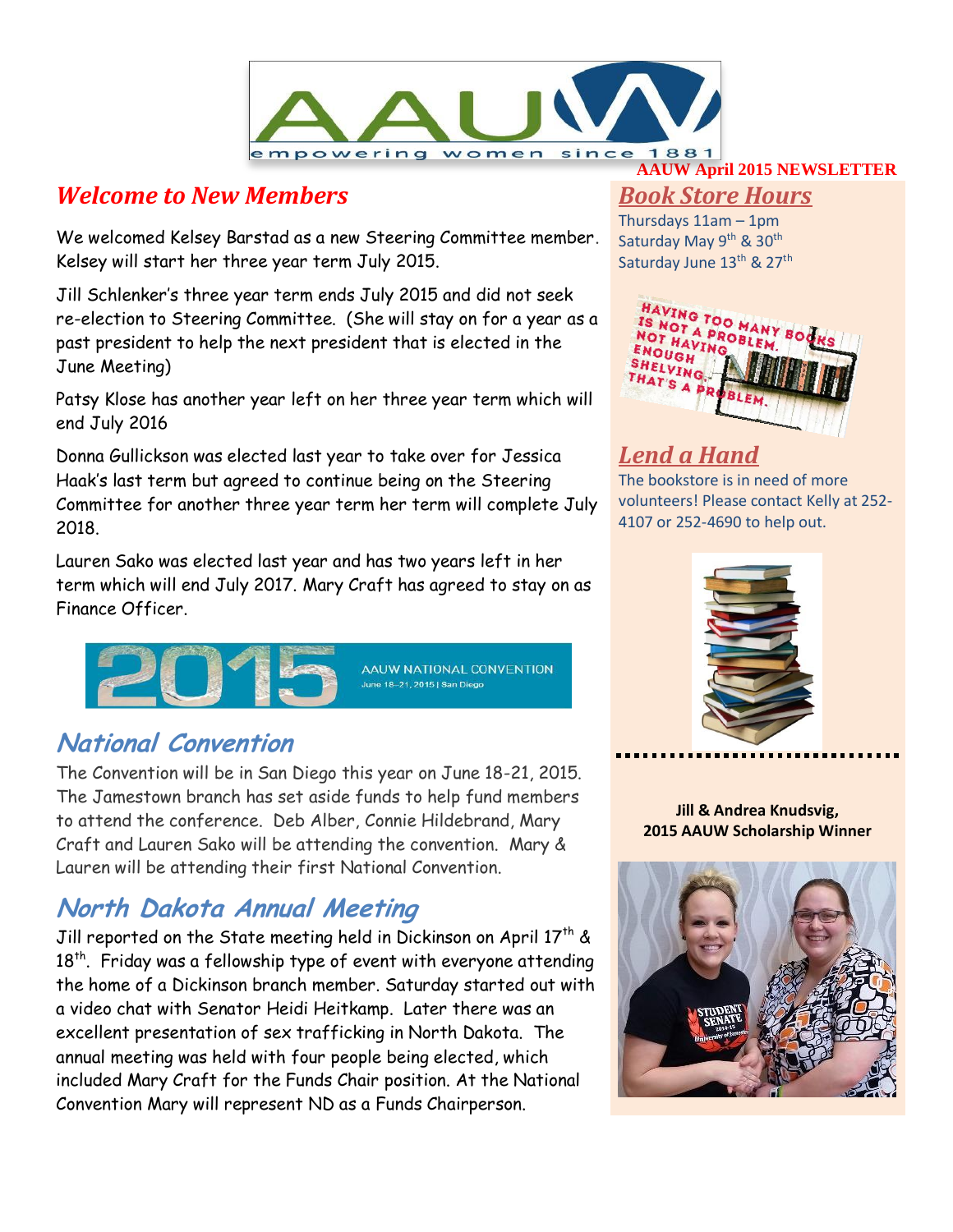# AAUW April 2015 NEWSLETTER

## *Welcome to New Members*

We welcomed Kelsey Barstad as a new Steering Committee member. Kelsey will start her three year term July 2015.

Jill Schlenker's three year term ends July 2015 and did not seek re-election to Steering Committee. (She will stay on for a year as a past president to help the next president that is elected in the June Meeting)

Patsy Klose has another year left on her three year term which will end July 2016

Donna Gullickson was elected last year to take over for Jessica Haak's last term but agreed to continue being on the Steering Committee for another three year term her term will complete July 2018.

Lauren Sako was elected last year and has two years left in her term which will end July 2017. Mary Craft has agreed to stay on as Finance Officer.

2015 AAUW NATIONAL CONVENTION June 18–21, 2015 | San Diego

## *National Convention*

The Convention will be in San Diego this year on June 18-21, 2015. The Jamestown branch has set aside funds to help fund members to attend the conference. Deb Alber, Connie Hildebrand, Mary Craft and Lauren Sako will be attending the convention. Mary & Lauren will be attending their first National Convention.

## *North Dakota Annual Meeting*

Jill reported on the State meeting held in Dickinson on April 17th & 18th. Friday was a fellowship type of event with everyone attending the home of a Dickinson branch member. Saturday started out with a video chat with Senator Heidi Heitkamp. Later there was an excellent presentation of sex trafficking in North Dakota. The annual meeting was held with four people being elected, which included Mary Craft for the Funds Chair position. At the National Convention Mary will represent ND as a Funds Chairperson.

## *Book Store Hours*

Thursdays 11am – 1pm
Saturday May 9th & 30th
Saturday June 13th & 27th

HAVING TOO MANY BOOKS IS NOT A PROBLEM. NOT HAVING ENOUGH SHELVING, THAT'S A PROBLEM.

## *Lend a Hand*

The bookstore is in need of more volunteers! Please contact Kelly at 252-4107 or 252-4690 to help out.

**Jill & Andrea Knudsvig, 2015 AAUW Scholarship Winner**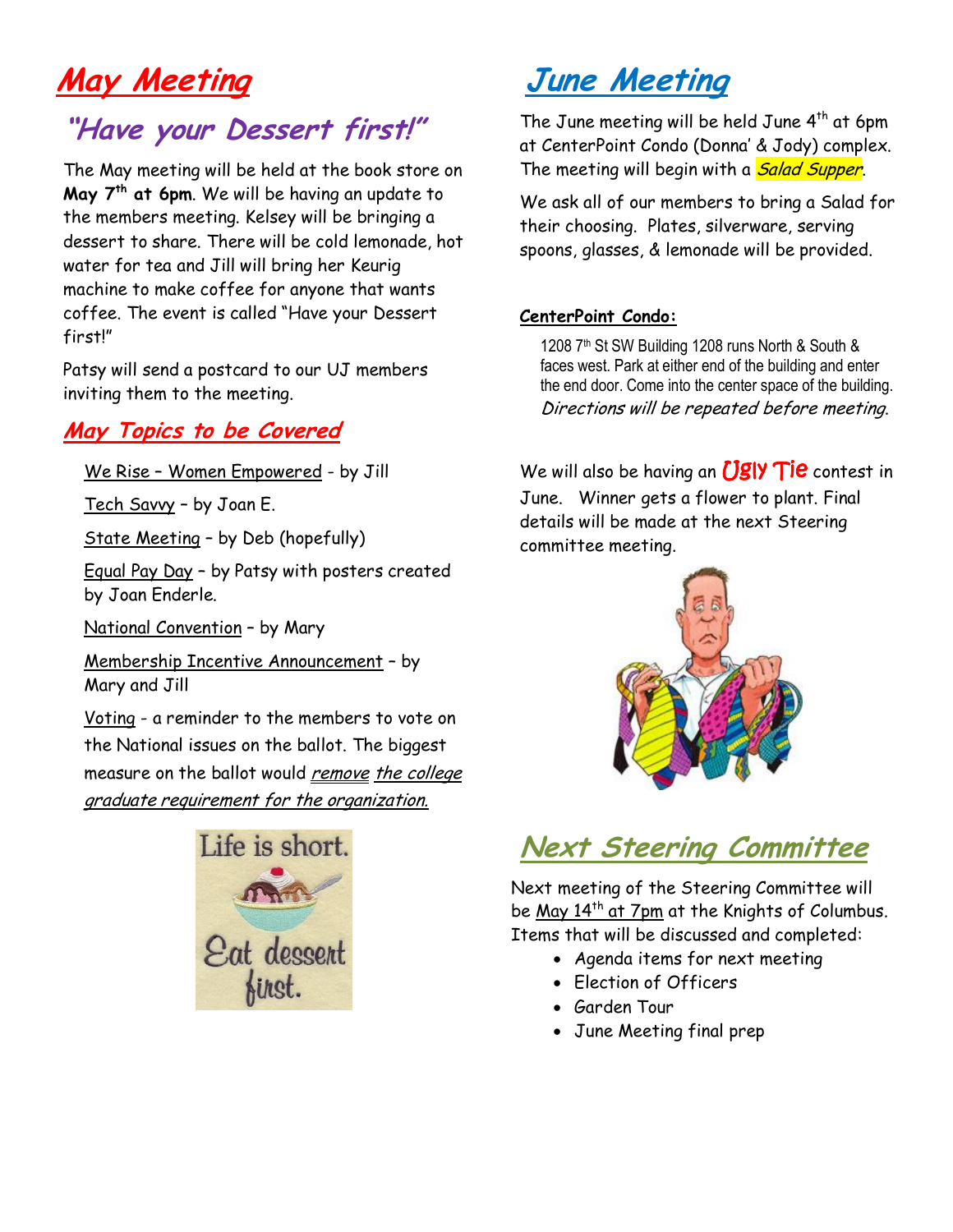# May Meeting

## "Have your Dessert first!"

The May meeting will be held at the book store on **May 7th at 6pm**. We will be having an update to the members meeting. Kelsey will be bringing a dessert to share. There will be cold lemonade, hot water for tea and Jill will bring her Keurig machine to make coffee for anyone that wants coffee. The event is called "Have your Dessert first!"

Patsy will send a postcard to our UJ members inviting them to the meeting.

### May Topics to be Covered

We Rise – Women Empowered - by Jill

Tech Savvy – by Joan E.

State Meeting – by Deb (hopefully)

Equal Pay Day – by Patsy with posters created by Joan Enderle.

National Convention – by Mary

Membership Incentive Announcement – by Mary and Jill

Voting - a reminder to the members to vote on the National issues on the ballot. The biggest measure on the ballot would *remove the college graduate requirement for the organization.*

Life is short. Eat dessert first.

# June Meeting

The June meeting will be held June 4th at 6pm at CenterPoint Condo (Donna' & Jody) complex. The meeting will begin with a *Salad Supper*.

We ask all of our members to bring a Salad for their choosing. Plates, silverware, serving spoons, glasses, & lemonade will be provided.

**CenterPoint Condo:**

1208 7th St SW Building 1208 runs North & South & faces west. Park at either end of the building and enter the end door. Come into the center space of the building. *Directions will be repeated before meeting.*

We will also be having an Ugly Tie contest in June. Winner gets a flower to plant. Final details will be made at the next Steering committee meeting.

# Next Steering Committee

Next meeting of the Steering Committee will be May 14th at 7pm at the Knights of Columbus. Items that will be discussed and completed:

- Agenda items for next meeting
- Election of Officers
- Garden Tour
- June Meeting final prep